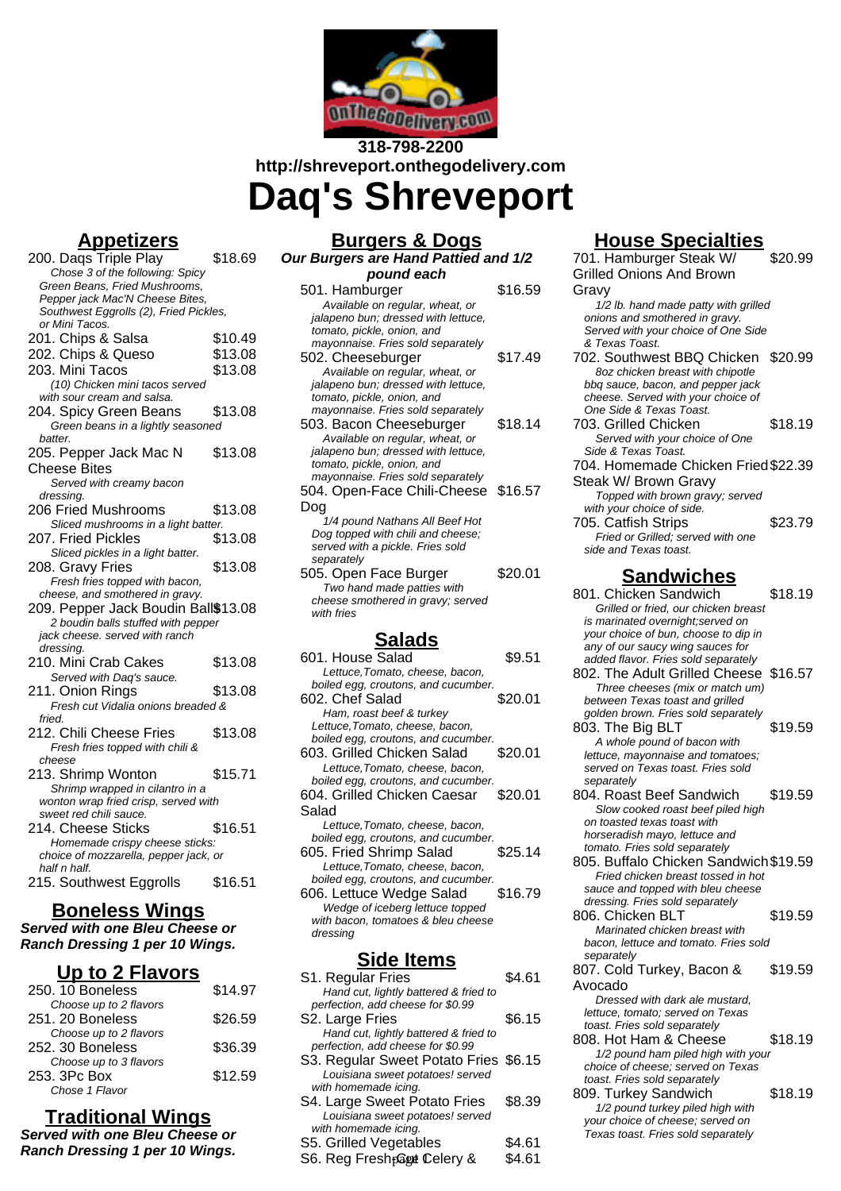318-798-2200
http://shreveport.onthegodelivery.com

# Daq's Shreveport

## Appetizers

200. Daqs Triple Play — $18.69
*Chose 3 of the following: Spicy Green Beans, Fried Mushrooms, Pepper jack Mac'N Cheese Bites, Southwest Eggrolls (2), Fried Pickles, or Mini Tacos.*

201. Chips & Salsa — $10.49

202. Chips & Queso — $13.08

203. Mini Tacos — $13.08
*(10) Chicken mini tacos served with sour cream and salsa.*

204. Spicy Green Beans — $13.08
*Green beans in a lightly seasoned batter.*

205. Pepper Jack Mac N Cheese Bites — $13.08
*Served with creamy bacon dressing.*

206 Fried Mushrooms — $13.08
*Sliced mushrooms in a light batter.*

207. Fried Pickles — $13.08
*Sliced pickles in a light batter.*

208. Gravy Fries — $13.08
*Fresh fries topped with bacon, cheese, and smothered in gravy.*

209. Pepper Jack Boudin Balls — $13.08
*2 boudin balls stuffed with pepper jack cheese. served with ranch dressing.*

210. Mini Crab Cakes — $13.08
*Served with Daq's sauce.*

211. Onion Rings — $13.08
*Fresh cut Vidalia onions breaded & fried.*

212. Chili Cheese Fries — $13.08
*Fresh fries topped with chili & cheese*

213. Shrimp Wonton — $15.71
*Shrimp wrapped in cilantro in a wonton wrap fried crisp, served with sweet red chili sauce.*

214. Cheese Sticks — $16.51
*Homemade crispy cheese sticks: choice of mozzarella, pepper jack, or half n half.*

215. Southwest Eggrolls — $16.51

## Boneless Wings

**Served with one Bleu Cheese or Ranch Dressing 1 per 10 Wings.**

## Up to 2 Flavors

250. 10 Boneless — $14.97
*Choose up to 2 flavors*

251. 20 Boneless — $26.59
*Choose up to 2 flavors*

252. 30 Boneless — $36.39
*Choose up to 3 flavors*

253. 3Pc Box — $12.59
*Chose 1 Flavor*

## Traditional Wings

**Served with one Bleu Cheese or Ranch Dressing 1 per 10 Wings.**

## Burgers & Dogs

**Our Burgers are Hand Pattied and 1/2 pound each**

501. Hamburger — $16.59
*Available on regular, wheat, or jalapeno bun; dressed with lettuce, tomato, pickle, onion, and mayonnaise. Fries sold separately*

502. Cheeseburger — $17.49
*Available on regular, wheat, or jalapeno bun; dressed with lettuce, tomato, pickle, onion, and mayonnaise. Fries sold separately*

503. Bacon Cheeseburger — $18.14
*Available on regular, wheat, or jalapeno bun; dressed with lettuce, tomato, pickle, onion, and mayonnaise. Fries sold separately*

504. Open-Face Chili-Cheese Dog — $16.57
*1/4 pound Nathans All Beef Hot Dog topped with chili and cheese; served with a pickle. Fries sold separately*

505. Open Face Burger — $20.01
*Two hand made patties with cheese smothered in gravy; served with fries*

## Salads

601. House Salad — $9.51
*Lettuce,Tomato, cheese, bacon, boiled egg, croutons, and cucumber.*

602. Chef Salad — $20.01
*Ham, roast beef & turkey Lettuce,Tomato, cheese, bacon, boiled egg, croutons, and cucumber.*

603. Grilled Chicken Salad — $20.01
*Lettuce,Tomato, cheese, bacon, boiled egg, croutons, and cucumber.*

604. Grilled Chicken Caesar Salad — $20.01
*Lettuce,Tomato, cheese, bacon, boiled egg, croutons, and cucumber.*

605. Fried Shrimp Salad — $25.14
*Lettuce,Tomato, cheese, bacon, boiled egg, croutons, and cucumber.*

606. Lettuce Wedge Salad — $16.79
*Wedge of iceberg lettuce topped with bacon, tomatoes & bleu cheese dressing*

## Side Items

S1. Regular Fries — $4.61
*Hand cut, lightly battered & fried to perfection, add cheese for $0.99*

S2. Large Fries — $6.15
*Hand cut, lightly battered & fried to perfection, add cheese for $0.99*

S3. Regular Sweet Potato Fries — $6.15
*Louisiana sweet potatoes! served with homemade icing.*

S4. Large Sweet Potato Fries — $8.39
*Louisiana sweet potatoes! served with homemade icing.*

S5. Grilled Vegetables — $4.61

S6. Reg Fresh Cut Celery & — $4.61

## House Specialties

701. Hamburger Steak W/ Grilled Onions And Brown Gravy — $20.99
*1/2 lb. hand made patty with grilled onions and smothered in gravy. Served with your choice of One Side & Texas Toast.*

702. Southwest BBQ Chicken — $20.99
*8oz chicken breast with chipotle bbq sauce, bacon, and pepper jack cheese. Served with your choice of One Side & Texas Toast.*

703. Grilled Chicken — $18.19
*Served with your choice of One Side & Texas Toast.*

704. Homemade Chicken Fried Steak W/ Brown Gravy — $22.39
*Topped with brown gravy; served with your choice of side.*

705. Catfish Strips — $23.79
*Fried or Grilled; served with one side and Texas toast.*

## Sandwiches

801. Chicken Sandwich — $18.19
*Grilled or fried, our chicken breast is marinated overnight;served on your choice of bun, choose to dip in any of our saucy wing sauces for added flavor. Fries sold separately*

802. The Adult Grilled Cheese — $16.57
*Three cheeses (mix or match um) between Texas toast and grilled golden brown. Fries sold separately*

803. The Big BLT — $19.59
*A whole pound of bacon with lettuce, mayonnaise and tomatoes; served on Texas toast. Fries sold separately*

804. Roast Beef Sandwich — $19.59
*Slow cooked roast beef piled high on toasted texas toast with horseradish mayo, lettuce and tomato. Fries sold separately*

805. Buffalo Chicken Sandwich — $19.59
*Fried chicken breast tossed in hot sauce and topped with bleu cheese dressing. Fries sold separately*

806. Chicken BLT — $19.59
*Marinated chicken breast with bacon, lettuce and tomato. Fries sold separately*

807. Cold Turkey, Bacon & Avocado — $19.59
*Dressed with dark ale mustard, lettuce, tomato; served on Texas toast. Fries sold separately*

808. Hot Ham & Cheese — $18.19
*1/2 pound ham piled high with your choice of cheese; served on Texas toast. Fries sold separately*

809. Turkey Sandwich — $18.19
*1/2 pound turkey piled high with your choice of cheese; served on Texas toast. Fries sold separately*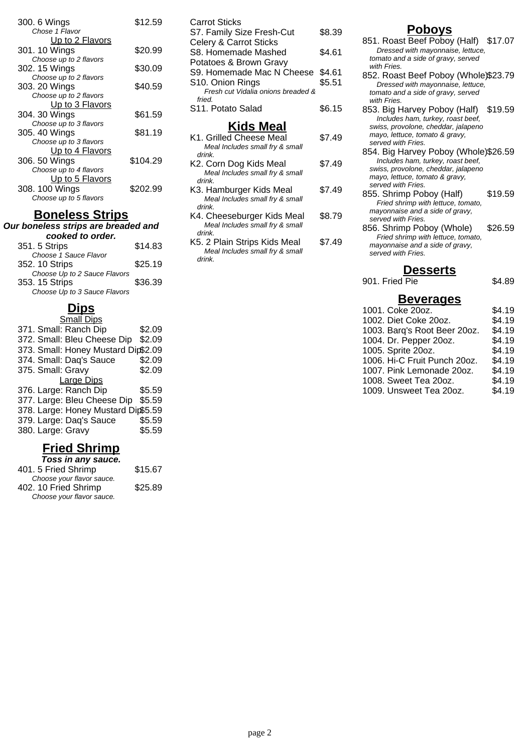300. 6 Wings $12.59
*Chose 1 Flavor*

Up to 2 Flavors

301. 10 Wings $20.99
*Choose up to 2 flavors*

302. 15 Wings $30.09
*Choose up to 2 flavors*

303. 20 Wings $40.59
*Choose up to 2 flavors*

Up to 3 Flavors

304. 30 Wings $61.59
*Choose up to 3 flavors*

305. 40 Wings $81.19
*Choose up to 3 flavors*

Up to 4 Flavors

306. 50 Wings $104.29
*Choose up to 4 flavors*

Up to 5 Flavors

308. 100 Wings $202.99
*Choose up to 5 flavors*

## Boneless Strips

***Our boneless strips are breaded and cooked to order.***

351. 5 Strips $14.83
*Choose 1 Sauce Flavor*

352. 10 Strips $25.19
*Choose Up to 2 Sauce Flavors*

353. 15 Strips $36.39
*Choose Up to 3 Sauce Flavors*

## Dips

Small Dips

371. Small: Ranch Dip $2.09
372. Small: Bleu Cheese Dip $2.09
373. Small: Honey Mustard Dip $2.09
374. Small: Daq's Sauce $2.09
375. Small: Gravy $2.09

Large Dips

376. Large: Ranch Dip $5.59
377. Large: Bleu Cheese Dip $5.59
378. Large: Honey Mustard Dip $5.59
379. Large: Daq's Sauce $5.59
380. Large: Gravy $5.59

## Fried Shrimp

***Toss in any sauce.***

401. 5 Fried Shrimp $15.67
*Choose your flavor sauce.*

402. 10 Fried Shrimp $25.89
*Choose your flavor sauce.*

Carrot Sticks

S7. Family Size Fresh-Cut Celery & Carrot Sticks $8.39

S8. Homemade Mashed Potatoes & Brown Gravy $4.61

S9. Homemade Mac N Cheese $4.61

S10. Onion Rings $5.51
*Fresh cut Vidalia onions breaded & fried.*

S11. Potato Salad $6.15

## Kids Meal

K1. Grilled Cheese Meal $7.49
*Meal Includes small fry & small drink.*

K2. Corn Dog Kids Meal $7.49
*Meal Includes small fry & small drink.*

K3. Hamburger Kids Meal $7.49
*Meal Includes small fry & small drink.*

K4. Cheeseburger Kids Meal $8.79
*Meal Includes small fry & small drink.*

K5. 2 Plain Strips Kids Meal $7.49
*Meal Includes small fry & small drink.*

## Poboys

851. Roast Beef Poboy (Half) $17.07
*Dressed with mayonnaise, lettuce, tomato and a side of gravy, served with Fries.*

852. Roast Beef Poboy (Whole) $23.79
*Dressed with mayonnaise, lettuce, tomato and a side of gravy, served with Fries.*

853. Big Harvey Poboy (Half) $19.59
*Includes ham, turkey, roast beef, swiss, provolone, cheddar, jalapeno mayo, lettuce, tomato & gravy, served with Fries.*

854. Big Harvey Poboy (Whole) $26.59
*Includes ham, turkey, roast beef, swiss, provolone, cheddar, jalapeno mayo, lettuce, tomato & gravy, served with Fries.*

855. Shrimp Poboy (Half) $19.59
*Fried shrimp with lettuce, tomato, mayonnaise and a side of gravy, served with Fries.*

856. Shrimp Poboy (Whole) $26.59
*Fried shrimp with lettuce, tomato, mayonnaise and a side of gravy, served with Fries.*

## Desserts

901. Fried Pie $4.89

## Beverages

1001. Coke 20oz. $4.19
1002. Diet Coke 20oz. $4.19
1003. Barq's Root Beer 20oz. $4.19
1004. Dr. Pepper 20oz. $4.19
1005. Sprite 20oz. $4.19
1006. Hi-C Fruit Punch 20oz. $4.19
1007. Pink Lemonade 20oz. $4.19
1008. Sweet Tea 20oz. $4.19
1009. Unsweet Tea 20oz. $4.19